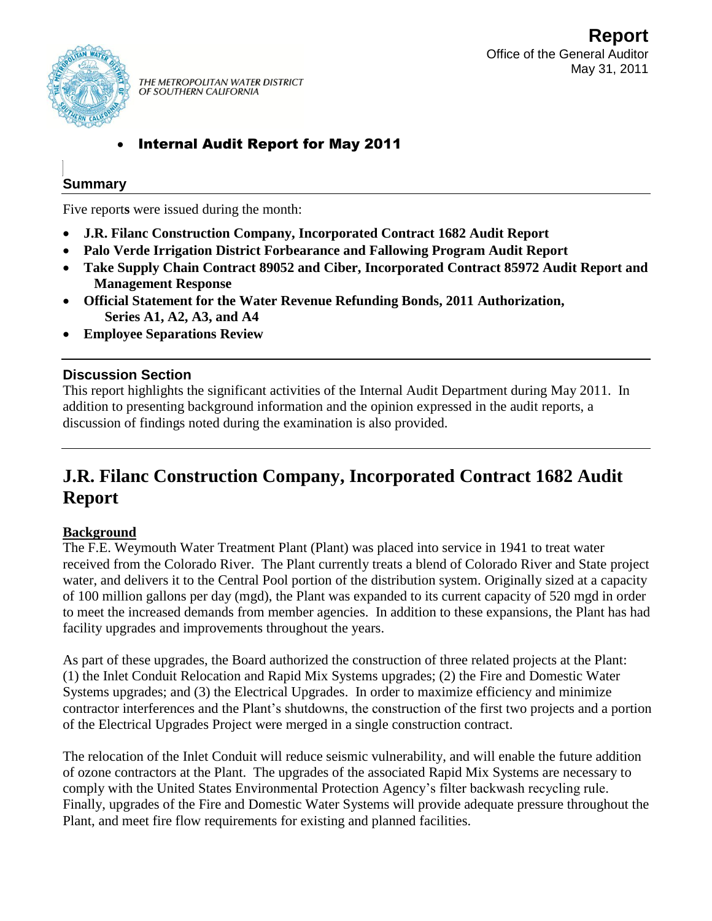**Report**
Office of the General Auditor
May 31, 2011

THE METROPOLITAN WATER DISTRICT OF SOUTHERN CALIFORNIA

- **Internal Audit Report for May 2011**

## Summary

Five reports were issued during the month:

- **J.R. Filanc Construction Company, Incorporated Contract 1682 Audit Report**
- **Palo Verde Irrigation District Forbearance and Fallowing Program Audit Report**
- **Take Supply Chain Contract 89052 and Ciber, Incorporated Contract 85972 Audit Report and Management Response**
- **Official Statement for the Water Revenue Refunding Bonds, 2011 Authorization, Series A1, A2, A3, and A4**
- **Employee Separations Review**

## Discussion Section

This report highlights the significant activities of the Internal Audit Department during May 2011. In addition to presenting background information and the opinion expressed in the audit reports, a discussion of findings noted during the examination is also provided.

# J.R. Filanc Construction Company, Incorporated Contract 1682 Audit Report

**Background**

The F.E. Weymouth Water Treatment Plant (Plant) was placed into service in 1941 to treat water received from the Colorado River. The Plant currently treats a blend of Colorado River and State project water, and delivers it to the Central Pool portion of the distribution system. Originally sized at a capacity of 100 million gallons per day (mgd), the Plant was expanded to its current capacity of 520 mgd in order to meet the increased demands from member agencies. In addition to these expansions, the Plant has had facility upgrades and improvements throughout the years.

As part of these upgrades, the Board authorized the construction of three related projects at the Plant: (1) the Inlet Conduit Relocation and Rapid Mix Systems upgrades; (2) the Fire and Domestic Water Systems upgrades; and (3) the Electrical Upgrades. In order to maximize efficiency and minimize contractor interferences and the Plant's shutdowns, the construction of the first two projects and a portion of the Electrical Upgrades Project were merged in a single construction contract.

The relocation of the Inlet Conduit will reduce seismic vulnerability, and will enable the future addition of ozone contractors at the Plant. The upgrades of the associated Rapid Mix Systems are necessary to comply with the United States Environmental Protection Agency's filter backwash recycling rule. Finally, upgrades of the Fire and Domestic Water Systems will provide adequate pressure throughout the Plant, and meet fire flow requirements for existing and planned facilities.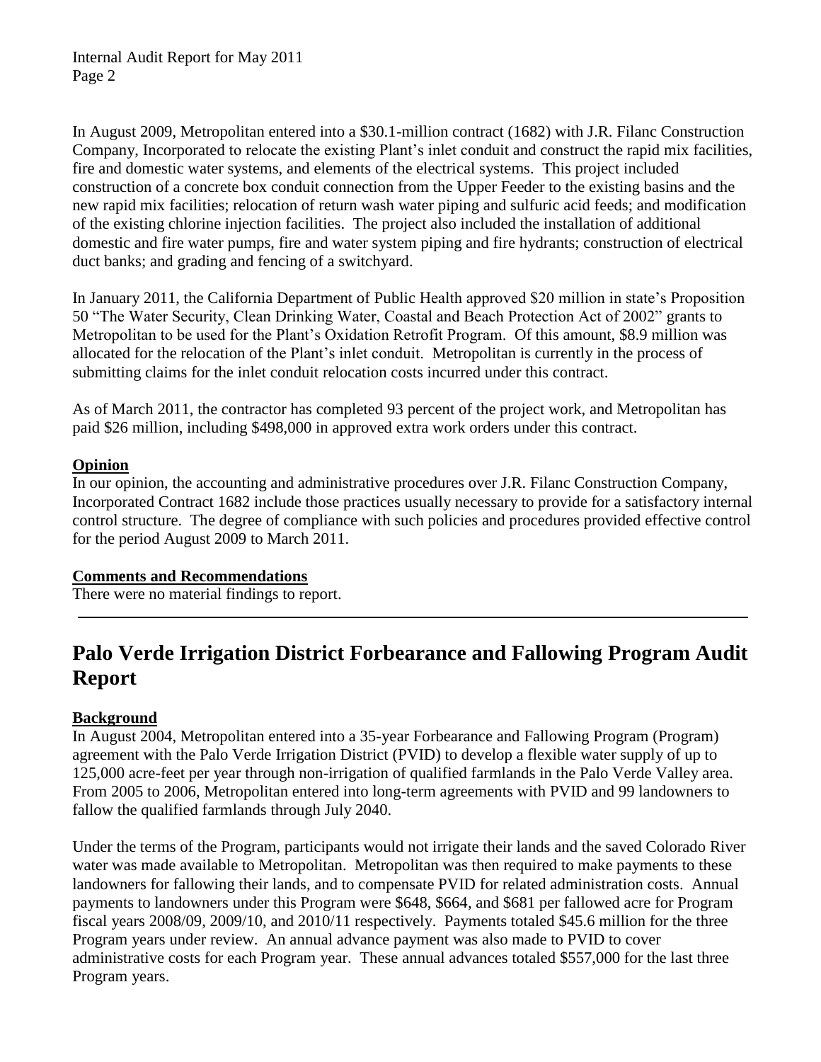In August 2009, Metropolitan entered into a $30.1-million contract (1682) with J.R. Filanc Construction Company, Incorporated to relocate the existing Plant's inlet conduit and construct the rapid mix facilities, fire and domestic water systems, and elements of the electrical systems. This project included construction of a concrete box conduit connection from the Upper Feeder to the existing basins and the new rapid mix facilities; relocation of return wash water piping and sulfuric acid feeds; and modification of the existing chlorine injection facilities. The project also included the installation of additional domestic and fire water pumps, fire and water system piping and fire hydrants; construction of electrical duct banks; and grading and fencing of a switchyard.

In January 2011, the California Department of Public Health approved $20 million in state's Proposition 50 "The Water Security, Clean Drinking Water, Coastal and Beach Protection Act of 2002" grants to Metropolitan to be used for the Plant's Oxidation Retrofit Program. Of this amount, $8.9 million was allocated for the relocation of the Plant's inlet conduit. Metropolitan is currently in the process of submitting claims for the inlet conduit relocation costs incurred under this contract.

As of March 2011, the contractor has completed 93 percent of the project work, and Metropolitan has paid $26 million, including $498,000 in approved extra work orders under this contract.

**Opinion**

In our opinion, the accounting and administrative procedures over J.R. Filanc Construction Company, Incorporated Contract 1682 include those practices usually necessary to provide for a satisfactory internal control structure. The degree of compliance with such policies and procedures provided effective control for the period August 2009 to March 2011.

**Comments and Recommendations**

There were no material findings to report.

---

## Palo Verde Irrigation District Forbearance and Fallowing Program Audit Report

**Background**

In August 2004, Metropolitan entered into a 35-year Forbearance and Fallowing Program (Program) agreement with the Palo Verde Irrigation District (PVID) to develop a flexible water supply of up to 125,000 acre-feet per year through non-irrigation of qualified farmlands in the Palo Verde Valley area. From 2005 to 2006, Metropolitan entered into long-term agreements with PVID and 99 landowners to fallow the qualified farmlands through July 2040.

Under the terms of the Program, participants would not irrigate their lands and the saved Colorado River water was made available to Metropolitan. Metropolitan was then required to make payments to these landowners for fallowing their lands, and to compensate PVID for related administration costs. Annual payments to landowners under this Program were $648, $664, and $681 per fallowed acre for Program fiscal years 2008/09, 2009/10, and 2010/11 respectively. Payments totaled $45.6 million for the three Program years under review. An annual advance payment was also made to PVID to cover administrative costs for each Program year. These annual advances totaled $557,000 for the last three Program years.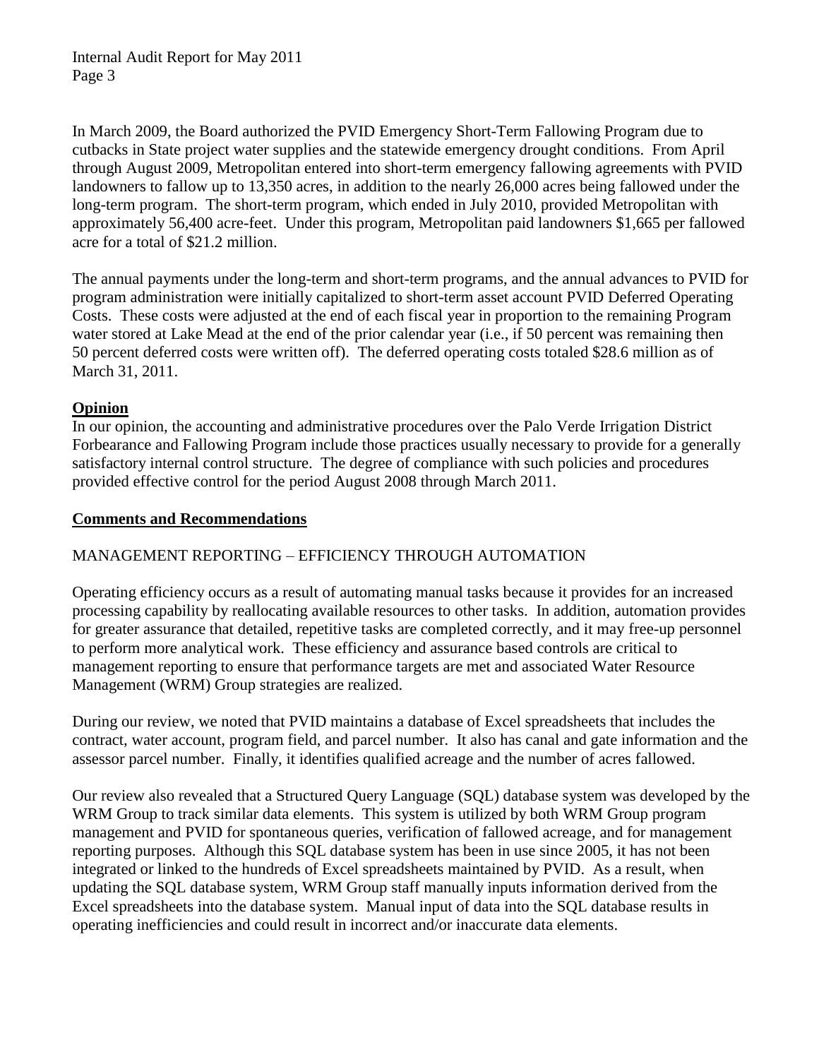In March 2009, the Board authorized the PVID Emergency Short-Term Fallowing Program due to cutbacks in State project water supplies and the statewide emergency drought conditions. From April through August 2009, Metropolitan entered into short-term emergency fallowing agreements with PVID landowners to fallow up to 13,350 acres, in addition to the nearly 26,000 acres being fallowed under the long-term program. The short-term program, which ended in July 2010, provided Metropolitan with approximately 56,400 acre-feet. Under this program, Metropolitan paid landowners $1,665 per fallowed acre for a total of $21.2 million.

The annual payments under the long-term and short-term programs, and the annual advances to PVID for program administration were initially capitalized to short-term asset account PVID Deferred Operating Costs. These costs were adjusted at the end of each fiscal year in proportion to the remaining Program water stored at Lake Mead at the end of the prior calendar year (i.e., if 50 percent was remaining then 50 percent deferred costs were written off). The deferred operating costs totaled $28.6 million as of March 31, 2011.

## Opinion

In our opinion, the accounting and administrative procedures over the Palo Verde Irrigation District Forbearance and Fallowing Program include those practices usually necessary to provide for a generally satisfactory internal control structure. The degree of compliance with such policies and procedures provided effective control for the period August 2008 through March 2011.

## Comments and Recommendations

### MANAGEMENT REPORTING – EFFICIENCY THROUGH AUTOMATION

Operating efficiency occurs as a result of automating manual tasks because it provides for an increased processing capability by reallocating available resources to other tasks. In addition, automation provides for greater assurance that detailed, repetitive tasks are completed correctly, and it may free-up personnel to perform more analytical work. These efficiency and assurance based controls are critical to management reporting to ensure that performance targets are met and associated Water Resource Management (WRM) Group strategies are realized.

During our review, we noted that PVID maintains a database of Excel spreadsheets that includes the contract, water account, program field, and parcel number. It also has canal and gate information and the assessor parcel number. Finally, it identifies qualified acreage and the number of acres fallowed.

Our review also revealed that a Structured Query Language (SQL) database system was developed by the WRM Group to track similar data elements. This system is utilized by both WRM Group program management and PVID for spontaneous queries, verification of fallowed acreage, and for management reporting purposes. Although this SQL database system has been in use since 2005, it has not been integrated or linked to the hundreds of Excel spreadsheets maintained by PVID. As a result, when updating the SQL database system, WRM Group staff manually inputs information derived from the Excel spreadsheets into the database system. Manual input of data into the SQL database results in operating inefficiencies and could result in incorrect and/or inaccurate data elements.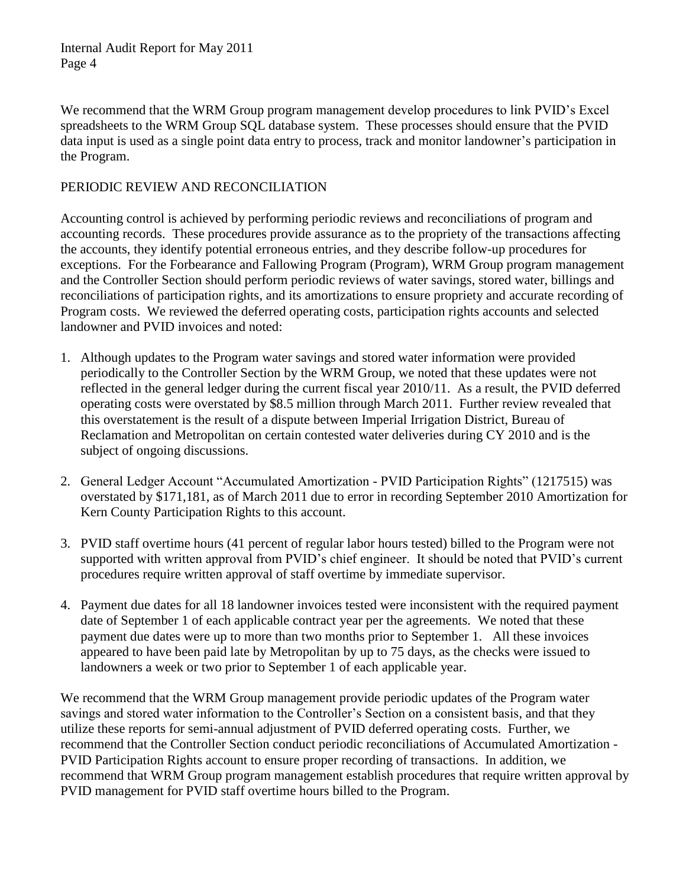We recommend that the WRM Group program management develop procedures to link PVID's Excel spreadsheets to the WRM Group SQL database system. These processes should ensure that the PVID data input is used as a single point data entry to process, track and monitor landowner's participation in the Program.

## PERIODIC REVIEW AND RECONCILIATION

Accounting control is achieved by performing periodic reviews and reconciliations of program and accounting records. These procedures provide assurance as to the propriety of the transactions affecting the accounts, they identify potential erroneous entries, and they describe follow-up procedures for exceptions. For the Forbearance and Fallowing Program (Program), WRM Group program management and the Controller Section should perform periodic reviews of water savings, stored water, billings and reconciliations of participation rights, and its amortizations to ensure propriety and accurate recording of Program costs. We reviewed the deferred operating costs, participation rights accounts and selected landowner and PVID invoices and noted:

1. Although updates to the Program water savings and stored water information were provided periodically to the Controller Section by the WRM Group, we noted that these updates were not reflected in the general ledger during the current fiscal year 2010/11. As a result, the PVID deferred operating costs were overstated by $8.5 million through March 2011. Further review revealed that this overstatement is the result of a dispute between Imperial Irrigation District, Bureau of Reclamation and Metropolitan on certain contested water deliveries during CY 2010 and is the subject of ongoing discussions.

2. General Ledger Account "Accumulated Amortization - PVID Participation Rights" (1217515) was overstated by $171,181, as of March 2011 due to error in recording September 2010 Amortization for Kern County Participation Rights to this account.

3. PVID staff overtime hours (41 percent of regular labor hours tested) billed to the Program were not supported with written approval from PVID's chief engineer. It should be noted that PVID's current procedures require written approval of staff overtime by immediate supervisor.

4. Payment due dates for all 18 landowner invoices tested were inconsistent with the required payment date of September 1 of each applicable contract year per the agreements. We noted that these payment due dates were up to more than two months prior to September 1. All these invoices appeared to have been paid late by Metropolitan by up to 75 days, as the checks were issued to landowners a week or two prior to September 1 of each applicable year.

We recommend that the WRM Group management provide periodic updates of the Program water savings and stored water information to the Controller's Section on a consistent basis, and that they utilize these reports for semi-annual adjustment of PVID deferred operating costs. Further, we recommend that the Controller Section conduct periodic reconciliations of Accumulated Amortization - PVID Participation Rights account to ensure proper recording of transactions. In addition, we recommend that WRM Group program management establish procedures that require written approval by PVID management for PVID staff overtime hours billed to the Program.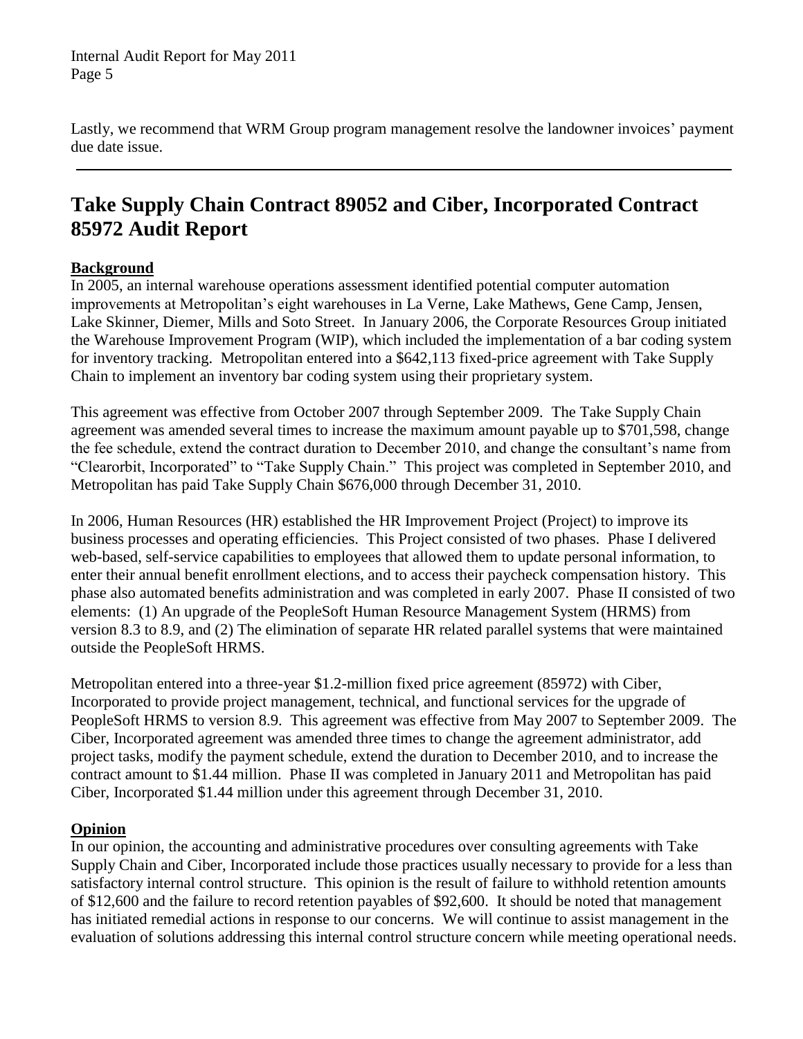Lastly, we recommend that WRM Group program management resolve the landowner invoices' payment due date issue.

---

## Take Supply Chain Contract 89052 and Ciber, Incorporated Contract 85972 Audit Report

### Background

In 2005, an internal warehouse operations assessment identified potential computer automation improvements at Metropolitan's eight warehouses in La Verne, Lake Mathews, Gene Camp, Jensen, Lake Skinner, Diemer, Mills and Soto Street. In January 2006, the Corporate Resources Group initiated the Warehouse Improvement Program (WIP), which included the implementation of a bar coding system for inventory tracking. Metropolitan entered into a $642,113 fixed-price agreement with Take Supply Chain to implement an inventory bar coding system using their proprietary system.

This agreement was effective from October 2007 through September 2009. The Take Supply Chain agreement was amended several times to increase the maximum amount payable up to $701,598, change the fee schedule, extend the contract duration to December 2010, and change the consultant's name from "Clearorbit, Incorporated" to "Take Supply Chain." This project was completed in September 2010, and Metropolitan has paid Take Supply Chain $676,000 through December 31, 2010.

In 2006, Human Resources (HR) established the HR Improvement Project (Project) to improve its business processes and operating efficiencies. This Project consisted of two phases. Phase I delivered web-based, self-service capabilities to employees that allowed them to update personal information, to enter their annual benefit enrollment elections, and to access their paycheck compensation history. This phase also automated benefits administration and was completed in early 2007. Phase II consisted of two elements: (1) An upgrade of the PeopleSoft Human Resource Management System (HRMS) from version 8.3 to 8.9, and (2) The elimination of separate HR related parallel systems that were maintained outside the PeopleSoft HRMS.

Metropolitan entered into a three-year $1.2-million fixed price agreement (85972) with Ciber, Incorporated to provide project management, technical, and functional services for the upgrade of PeopleSoft HRMS to version 8.9. This agreement was effective from May 2007 to September 2009. The Ciber, Incorporated agreement was amended three times to change the agreement administrator, add project tasks, modify the payment schedule, extend the duration to December 2010, and to increase the contract amount to $1.44 million. Phase II was completed in January 2011 and Metropolitan has paid Ciber, Incorporated $1.44 million under this agreement through December 31, 2010.

### Opinion

In our opinion, the accounting and administrative procedures over consulting agreements with Take Supply Chain and Ciber, Incorporated include those practices usually necessary to provide for a less than satisfactory internal control structure. This opinion is the result of failure to withhold retention amounts of $12,600 and the failure to record retention payables of $92,600. It should be noted that management has initiated remedial actions in response to our concerns. We will continue to assist management in the evaluation of solutions addressing this internal control structure concern while meeting operational needs.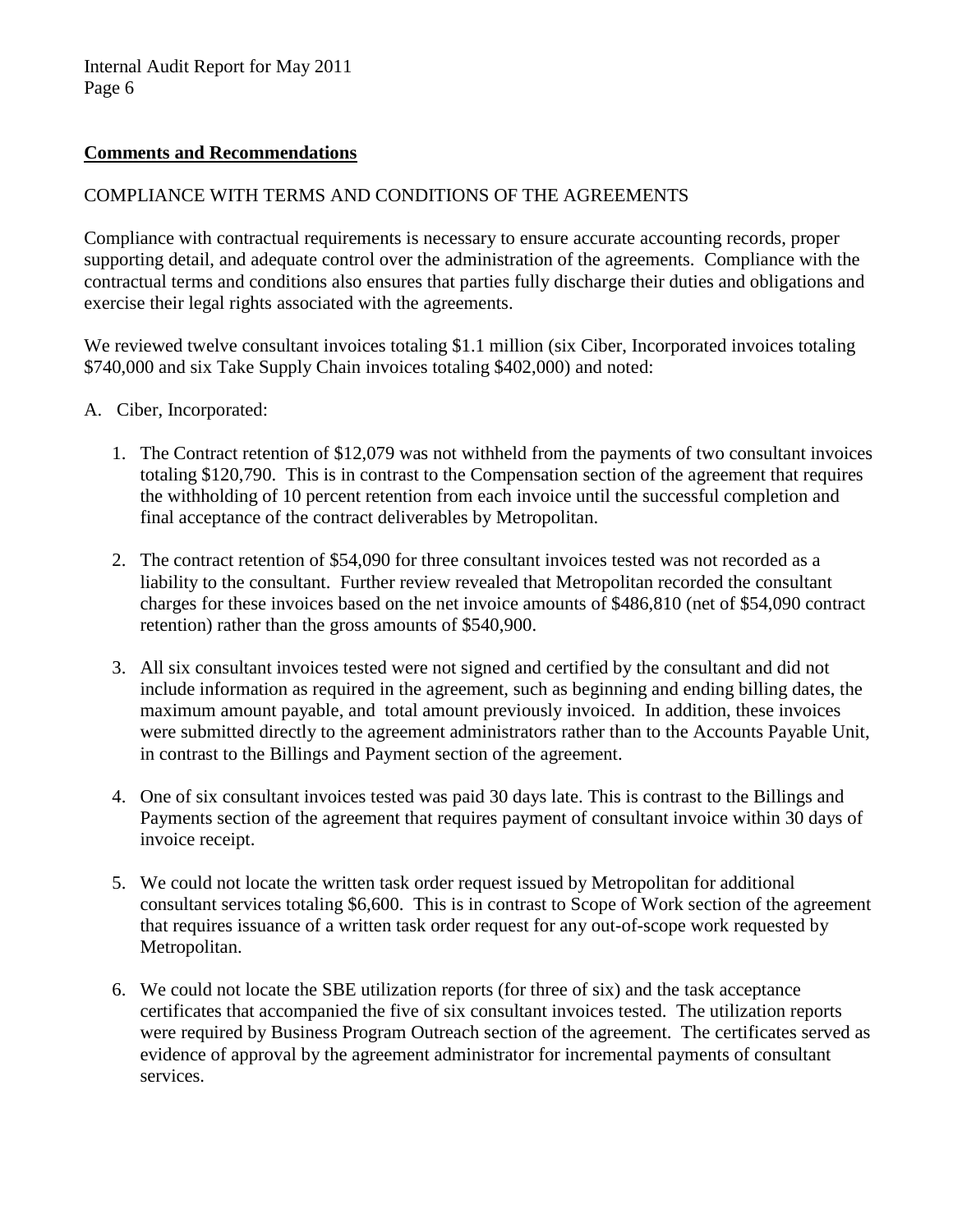**Comments and Recommendations**

COMPLIANCE WITH TERMS AND CONDITIONS OF THE AGREEMENTS

Compliance with contractual requirements is necessary to ensure accurate accounting records, proper supporting detail, and adequate control over the administration of the agreements. Compliance with the contractual terms and conditions also ensures that parties fully discharge their duties and obligations and exercise their legal rights associated with the agreements.

We reviewed twelve consultant invoices totaling $1.1 million (six Ciber, Incorporated invoices totaling $740,000 and six Take Supply Chain invoices totaling $402,000) and noted:

A. Ciber, Incorporated:

1. The Contract retention of $12,079 was not withheld from the payments of two consultant invoices totaling $120,790. This is in contrast to the Compensation section of the agreement that requires the withholding of 10 percent retention from each invoice until the successful completion and final acceptance of the contract deliverables by Metropolitan.

2. The contract retention of $54,090 for three consultant invoices tested was not recorded as a liability to the consultant. Further review revealed that Metropolitan recorded the consultant charges for these invoices based on the net invoice amounts of $486,810 (net of $54,090 contract retention) rather than the gross amounts of $540,900.

3. All six consultant invoices tested were not signed and certified by the consultant and did not include information as required in the agreement, such as beginning and ending billing dates, the maximum amount payable, and total amount previously invoiced. In addition, these invoices were submitted directly to the agreement administrators rather than to the Accounts Payable Unit, in contrast to the Billings and Payment section of the agreement.

4. One of six consultant invoices tested was paid 30 days late. This is contrast to the Billings and Payments section of the agreement that requires payment of consultant invoice within 30 days of invoice receipt.

5. We could not locate the written task order request issued by Metropolitan for additional consultant services totaling $6,600. This is in contrast to Scope of Work section of the agreement that requires issuance of a written task order request for any out-of-scope work requested by Metropolitan.

6. We could not locate the SBE utilization reports (for three of six) and the task acceptance certificates that accompanied the five of six consultant invoices tested. The utilization reports were required by Business Program Outreach section of the agreement. The certificates served as evidence of approval by the agreement administrator for incremental payments of consultant services.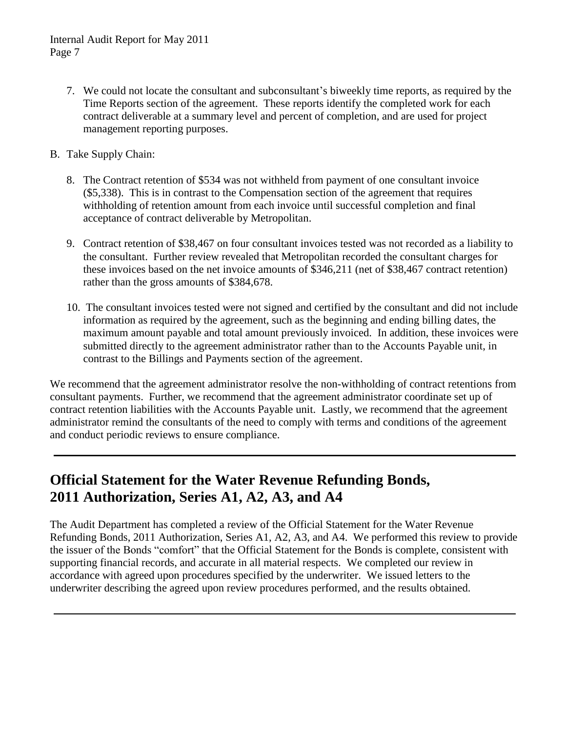7. We could not locate the consultant and subconsultant's biweekly time reports, as required by the Time Reports section of the agreement. These reports identify the completed work for each contract deliverable at a summary level and percent of completion, and are used for project management reporting purposes.

B. Take Supply Chain:

8. The Contract retention of $534 was not withheld from payment of one consultant invoice ($5,338). This is in contrast to the Compensation section of the agreement that requires withholding of retention amount from each invoice until successful completion and final acceptance of contract deliverable by Metropolitan.

9. Contract retention of $38,467 on four consultant invoices tested was not recorded as a liability to the consultant. Further review revealed that Metropolitan recorded the consultant charges for these invoices based on the net invoice amounts of $346,211 (net of $38,467 contract retention) rather than the gross amounts of $384,678.

10. The consultant invoices tested were not signed and certified by the consultant and did not include information as required by the agreement, such as the beginning and ending billing dates, the maximum amount payable and total amount previously invoiced. In addition, these invoices were submitted directly to the agreement administrator rather than to the Accounts Payable unit, in contrast to the Billings and Payments section of the agreement.

We recommend that the agreement administrator resolve the non-withholding of contract retentions from consultant payments. Further, we recommend that the agreement administrator coordinate set up of contract retention liabilities with the Accounts Payable unit. Lastly, we recommend that the agreement administrator remind the consultants of the need to comply with terms and conditions of the agreement and conduct periodic reviews to ensure compliance.

---

## Official Statement for the Water Revenue Refunding Bonds, 2011 Authorization, Series A1, A2, A3, and A4

The Audit Department has completed a review of the Official Statement for the Water Revenue Refunding Bonds, 2011 Authorization, Series A1, A2, A3, and A4. We performed this review to provide the issuer of the Bonds "comfort" that the Official Statement for the Bonds is complete, consistent with supporting financial records, and accurate in all material respects. We completed our review in accordance with agreed upon procedures specified by the underwriter. We issued letters to the underwriter describing the agreed upon review procedures performed, and the results obtained.

---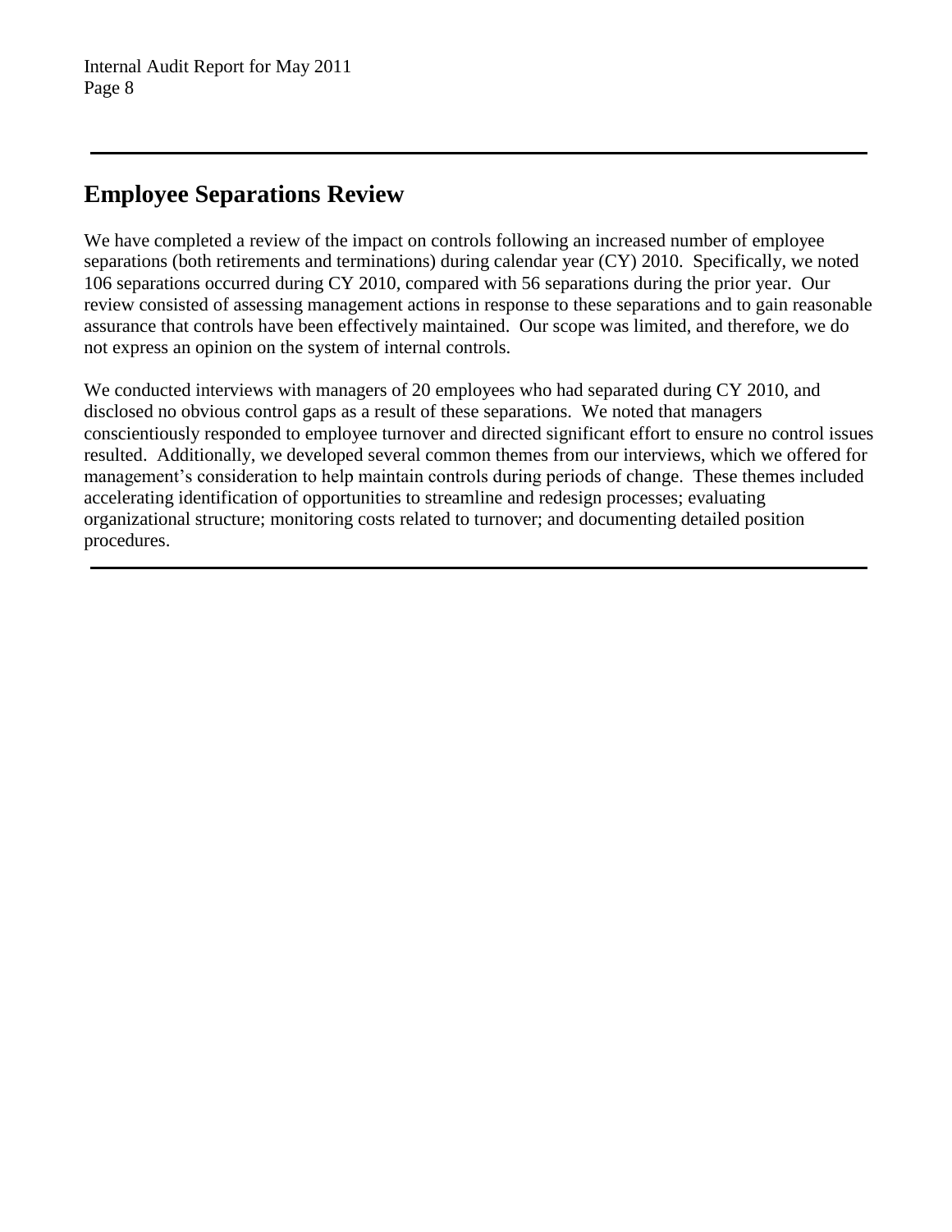## Employee Separations Review

We have completed a review of the impact on controls following an increased number of employee separations (both retirements and terminations) during calendar year (CY) 2010. Specifically, we noted 106 separations occurred during CY 2010, compared with 56 separations during the prior year. Our review consisted of assessing management actions in response to these separations and to gain reasonable assurance that controls have been effectively maintained. Our scope was limited, and therefore, we do not express an opinion on the system of internal controls.

We conducted interviews with managers of 20 employees who had separated during CY 2010, and disclosed no obvious control gaps as a result of these separations. We noted that managers conscientiously responded to employee turnover and directed significant effort to ensure no control issues resulted. Additionally, we developed several common themes from our interviews, which we offered for management's consideration to help maintain controls during periods of change. These themes included accelerating identification of opportunities to streamline and redesign processes; evaluating organizational structure; monitoring costs related to turnover; and documenting detailed position procedures.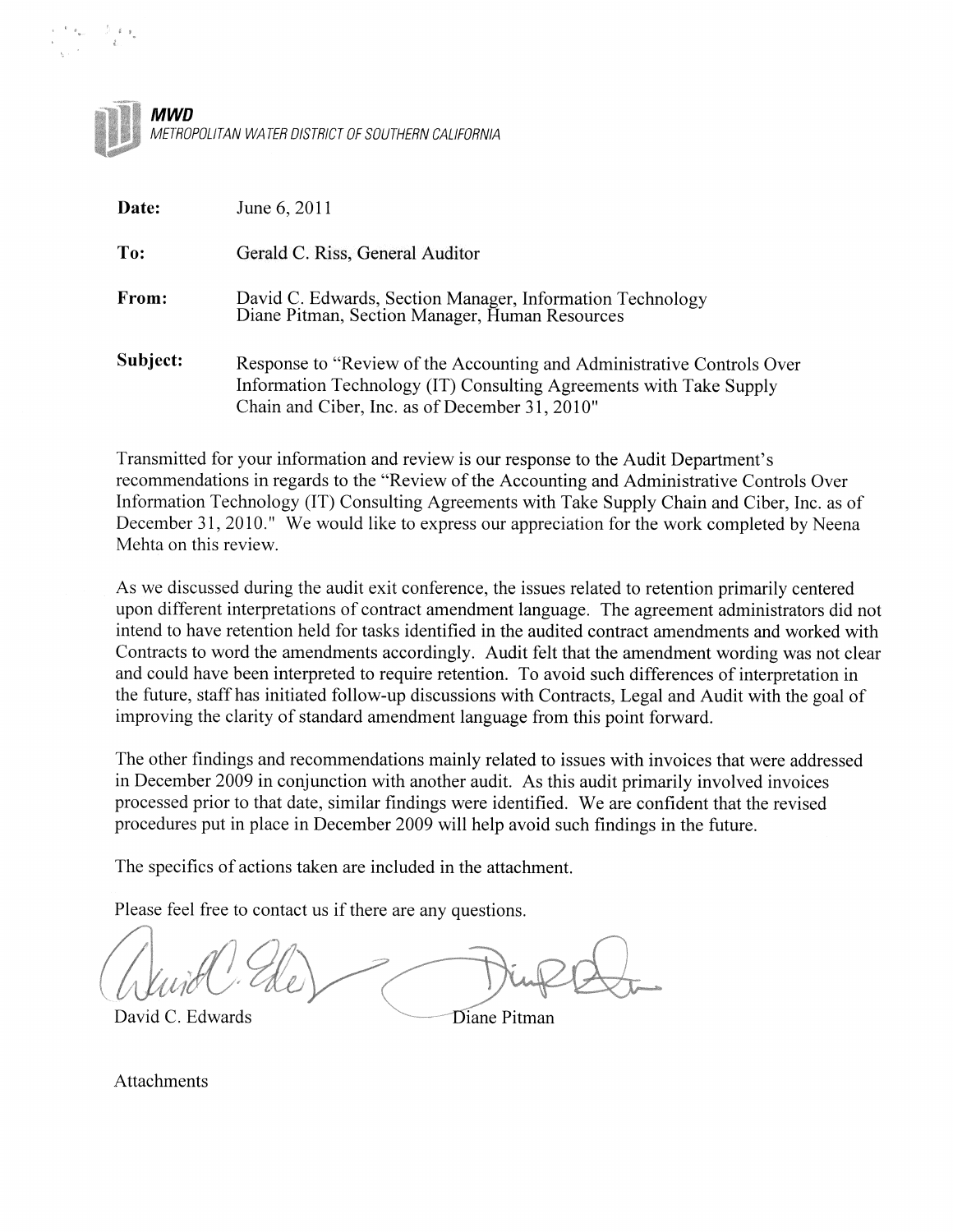**MWD**
*METROPOLITAN WATER DISTRICT OF SOUTHERN CALIFORNIA*

| | |
|---|---|
| **Date:** | June 6, 2011 |
| **To:** | Gerald C. Riss, General Auditor |
| **From:** | David C. Edwards, Section Manager, Information Technology<br>Diane Pitman, Section Manager, Human Resources |
| **Subject:** | Response to "Review of the Accounting and Administrative Controls Over Information Technology (IT) Consulting Agreements with Take Supply Chain and Ciber, Inc. as of December 31, 2010" |

Transmitted for your information and review is our response to the Audit Department's recommendations in regards to the "Review of the Accounting and Administrative Controls Over Information Technology (IT) Consulting Agreements with Take Supply Chain and Ciber, Inc. as of December 31, 2010." We would like to express our appreciation for the work completed by Neena Mehta on this review.

As we discussed during the audit exit conference, the issues related to retention primarily centered upon different interpretations of contract amendment language. The agreement administrators did not intend to have retention held for tasks identified in the audited contract amendments and worked with Contracts to word the amendments accordingly. Audit felt that the amendment wording was not clear and could have been interpreted to require retention. To avoid such differences of interpretation in the future, staff has initiated follow-up discussions with Contracts, Legal and Audit with the goal of improving the clarity of standard amendment language from this point forward.

The other findings and recommendations mainly related to issues with invoices that were addressed in December 2009 in conjunction with another audit. As this audit primarily involved invoices processed prior to that date, similar findings were identified. We are confident that the revised procedures put in place in December 2009 will help avoid such findings in the future.

The specifics of actions taken are included in the attachment.

Please feel free to contact us if there are any questions.

David C. Edwards

Diane Pitman

Attachments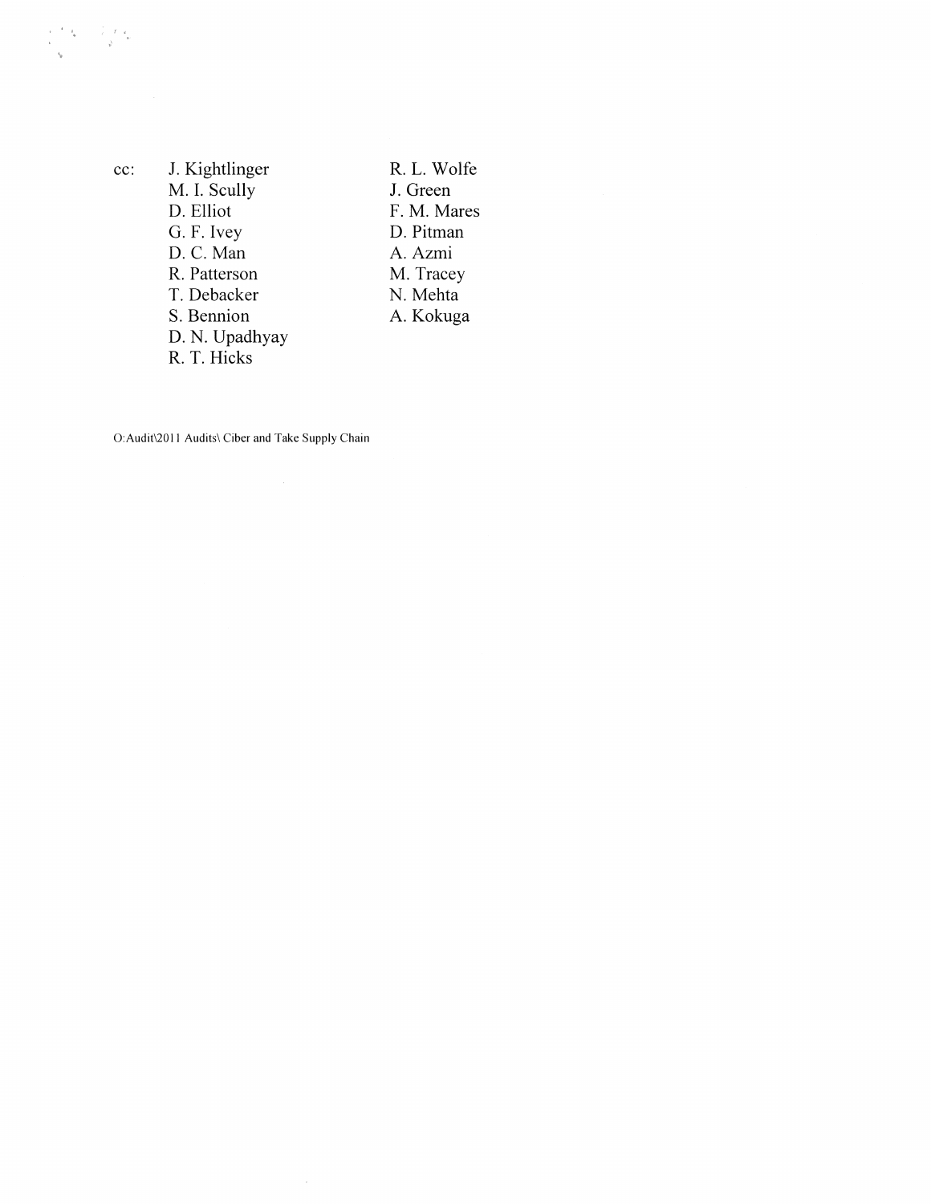cc:

| | |
|---|---|
| J. Kightlinger | R. L. Wolfe |
| M. I. Scully | J. Green |
| D. Elliot | F. M. Mares |
| G. F. Ivey | D. Pitman |
| D. C. Man | A. Azmi |
| R. Patterson | M. Tracey |
| T. Debacker | N. Mehta |
| S. Bennion | A. Kokuga |
| D. N. Upadhyay | |
| R. T. Hicks | |

O:Audit\2011 Audits\ Ciber and Take Supply Chain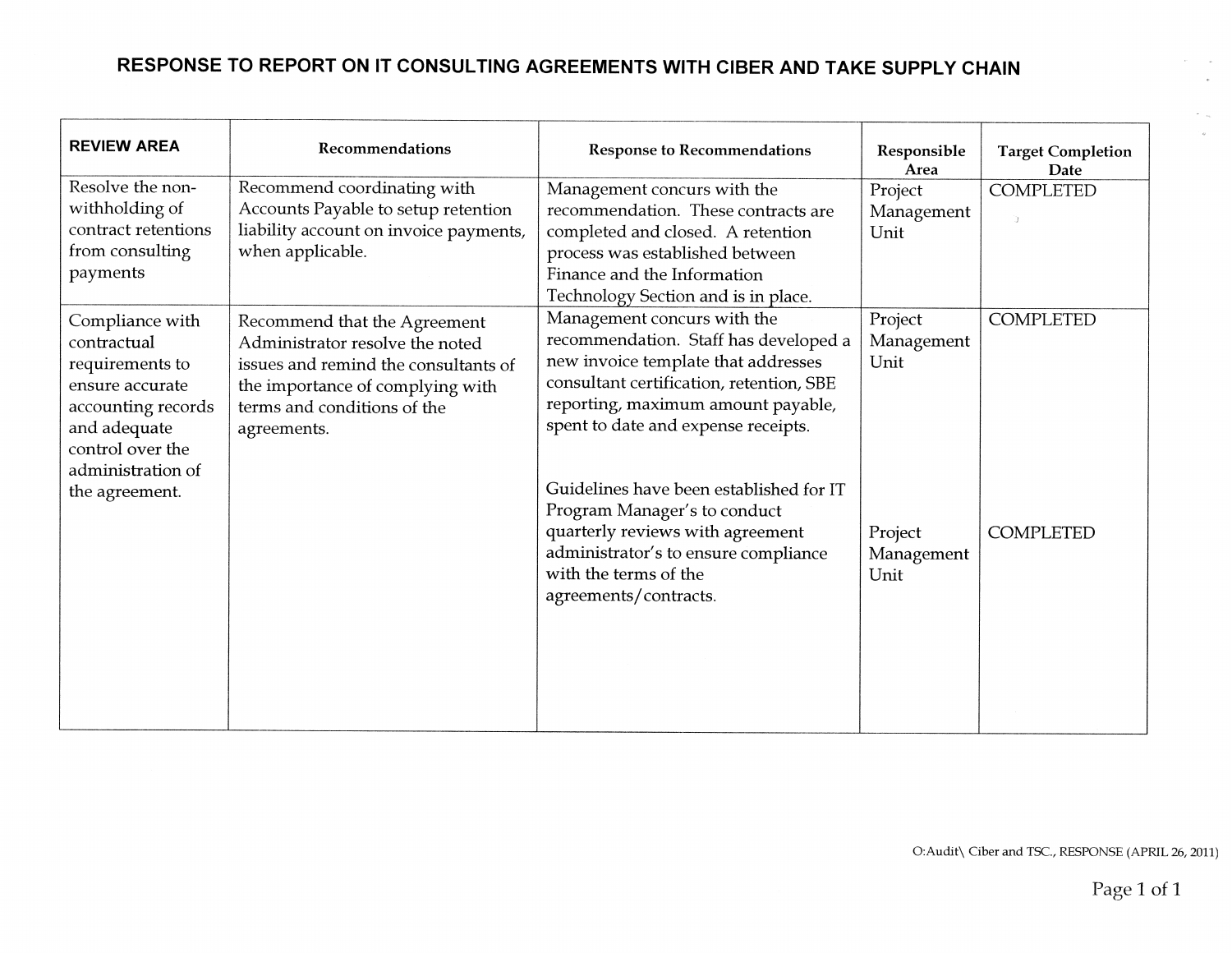# RESPONSE TO REPORT ON IT CONSULTING AGREEMENTS WITH CIBER AND TAKE SUPPLY CHAIN

| REVIEW AREA | Recommendations | Response to Recommendations | Responsible Area | Target Completion Date |
|---|---|---|---|---|
| Resolve the non-withholding of contract retentions from consulting payments | Recommend coordinating with Accounts Payable to setup retention liability account on invoice payments, when applicable. | Management concurs with the recommendation. These contracts are completed and closed. A retention process was established between Finance and the Information Technology Section and is in place. | Project Management Unit | COMPLETED |
| Compliance with contractual requirements to ensure accurate accounting records and adequate control over the administration of the agreement. | Recommend that the Agreement Administrator resolve the noted issues and remind the consultants of the importance of complying with terms and conditions of the agreements. | Management concurs with the recommendation. Staff has developed a new invoice template that addresses consultant certification, retention, SBE reporting, maximum amount payable, spent to date and expense receipts. | Project Management Unit | COMPLETED |
| | | Guidelines have been established for IT Program Manager's to conduct quarterly reviews with agreement administrator's to ensure compliance with the terms of the agreements/contracts. | Project Management Unit | COMPLETED |

O:Audit\ Ciber and TSC., RESPONSE (APRIL 26, 2011)